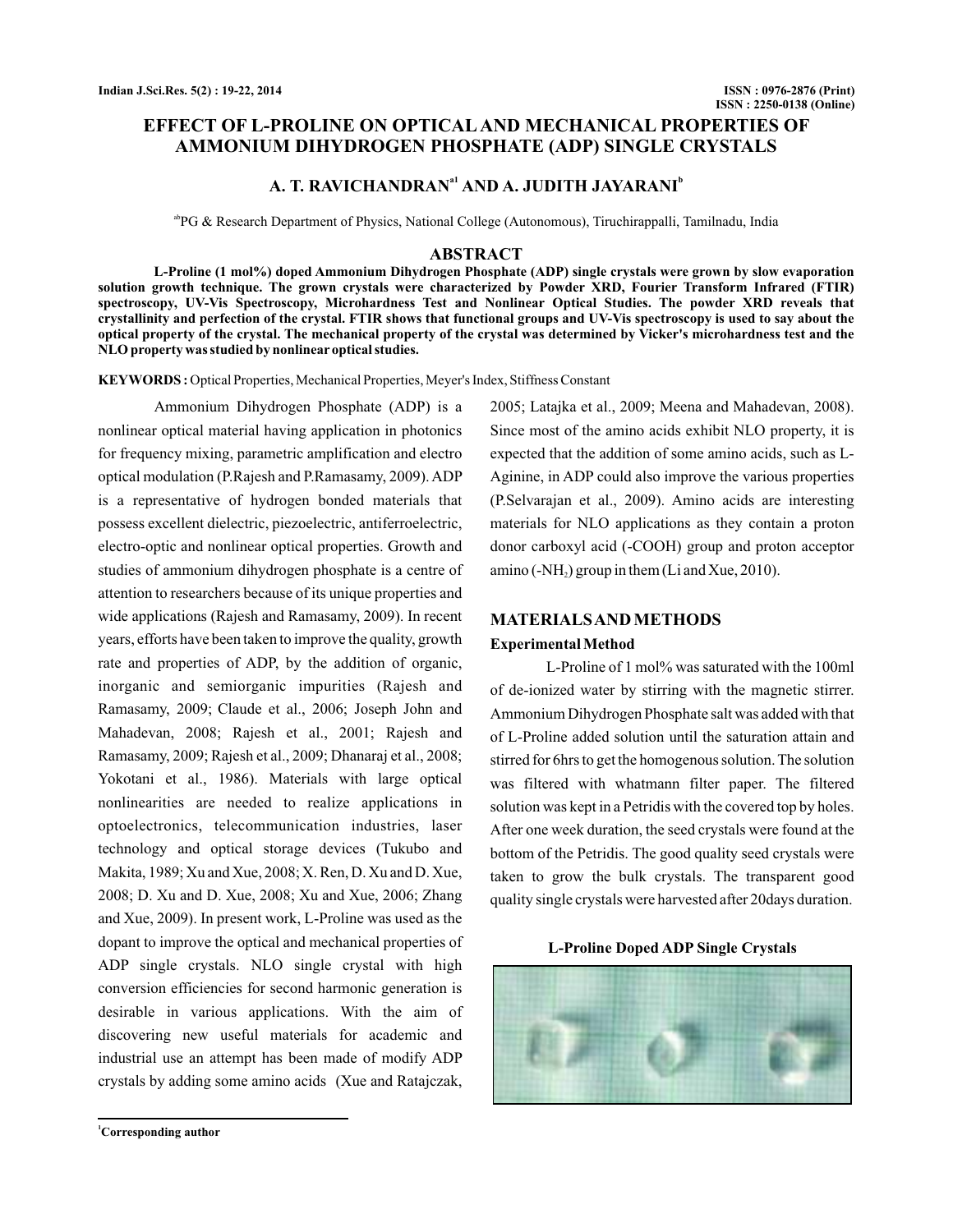# EFFECT OF L-PROLINE ON OPTICAL AND MECHANICAL PROPERTIES OF AMMONIUM DIHYDROGEN PHOSPHATE (ADP) SINGLE CRYSTALS

## A. T. RAVICHANDRAN[a1] AND A. JUDITH JAYARANI[b]

[ab]PG & Research Department of Physics, National College (Autonomous), Tiruchirappalli, Tamilnadu, India

## ABSTRACT

**L-Proline (1 mol%) doped Ammonium Dihydrogen Phosphate (ADP) single crystals were grown by slow evaporation solution growth technique. The grown crystals were characterized by Powder XRD, Fourier Transform Infrared (FTIR) spectroscopy, UV-Vis Spectroscopy, Microhardness Test and Nonlinear Optical Studies. The powder XRD reveals that crystallinity and perfection of the crystal. FTIR shows that functional groups and UV-Vis spectroscopy is used to say about the optical property of the crystal. The mechanical property of the crystal was determined by Vicker's microhardness test and the NLO property was studied by nonlinear optical studies.**

**KEYWORDS :** Optical Properties, Mechanical Properties, Meyer's Index, Stiffness Constant

Ammonium Dihydrogen Phosphate (ADP) is a nonlinear optical material having application in photonics for frequency mixing, parametric amplification and electro optical modulation (P.Rajesh and P.Ramasamy, 2009). ADP is a representative of hydrogen bonded materials that possess excellent dielectric, piezoelectric, antiferroelectric, electro-optic and nonlinear optical properties. Growth and studies of ammonium dihydrogen phosphate is a centre of attention to researchers because of its unique properties and wide applications (Rajesh and Ramasamy, 2009). In recent years, efforts have been taken to improve the quality, growth rate and properties of ADP, by the addition of organic, inorganic and semiorganic impurities (Rajesh and Ramasamy, 2009; Claude et al., 2006; Joseph John and Mahadevan, 2008; Rajesh et al., 2001; Rajesh and Ramasamy, 2009; Rajesh et al., 2009; Dhanaraj et al., 2008; Yokotani et al., 1986). Materials with large optical nonlinearities are needed to realize applications in optoelectronics, telecommunication industries, laser technology and optical storage devices (Tukubo and Makita, 1989; Xu and Xue, 2008; X. Ren, D. Xu and D. Xue, 2008; D. Xu and D. Xue, 2008; Xu and Xue, 2006; Zhang and Xue, 2009). In present work, L-Proline was used as the dopant to improve the optical and mechanical properties of ADP single crystals. NLO single crystal with high conversion efficiencies for second harmonic generation is desirable in various applications. With the aim of discovering new useful materials for academic and industrial use an attempt has been made of modify ADP crystals by adding some amino acids (Xue and Ratajczak, 2005; Latajka et al., 2009; Meena and Mahadevan, 2008). Since most of the amino acids exhibit NLO property, it is expected that the addition of some amino acids, such as L-Aginine, in ADP could also improve the various properties (P.Selvarajan et al., 2009). Amino acids are interesting materials for NLO applications as they contain a proton donor carboxyl acid (-COOH) group and proton acceptor amino (-$NH_2$) group in them (Li and Xue, 2010).

## MATERIALS AND METHODS

### Experimental Method

L-Proline of 1 mol% was saturated with the 100ml of de-ionized water by stirring with the magnetic stirrer. Ammonium Dihydrogen Phosphate salt was added with that of L-Proline added solution until the saturation attain and stirred for 6hrs to get the homogenous solution. The solution was filtered with whatmann filter paper. The filtered solution was kept in a Petridis with the covered top by holes. After one week duration, the seed crystals were found at the bottom of the Petridis. The good quality seed crystals were taken to grow the bulk crystals. The transparent good quality single crystals were harvested after 20days duration.

**L-Proline Doped ADP Single Crystals**

[1]Corresponding author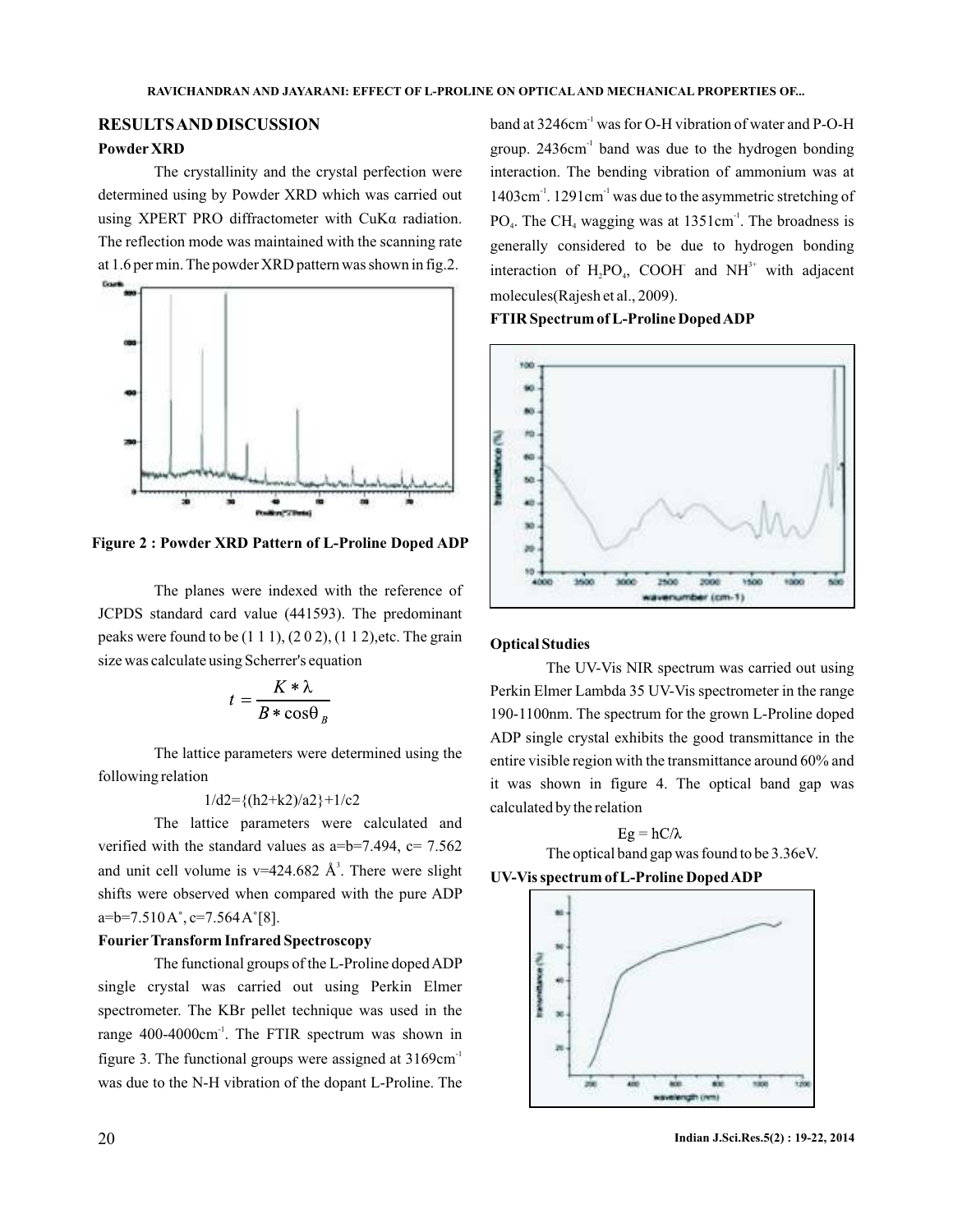## RESULTS AND DISCUSSION

### Powder XRD

The crystallinity and the crystal perfection were determined using by Powder XRD which was carried out using XPERT PRO diffractometer with CuKα radiation. The reflection mode was maintained with the scanning rate at 1.6 per min. The powder XRD pattern was shown in fig.2.

**Figure 2 : Powder XRD Pattern of L-Proline Doped ADP**

The planes were indexed with the reference of JCPDS standard card value (441593). The predominant peaks were found to be (1 1 1), (2 0 2), (1 1 2),etc. The grain size was calculate using Scherrer's equation

$$t = \frac{K * \lambda}{B * \cos\theta_B}$$

The lattice parameters were determined using the following relation

1/d2={(h2+k2)/a2}+1/c2

The lattice parameters were calculated and verified with the standard values as a=b=7.494, c= 7.562 and unit cell volume is v=424.682 $Å^3$. There were slight shifts were observed when compared with the pure ADP a=b=7.510 A°, c=7.564 A°[8].

### Fourier Transform Infrared Spectroscopy

The functional groups of the L-Proline doped ADP single crystal was carried out using Perkin Elmer spectrometer. The KBr pellet technique was used in the range 400-4000$cm^{-1}$. The FTIR spectrum was shown in figure 3. The functional groups were assigned at 3169$cm^{-1}$ was due to the N-H vibration of the dopant L-Proline. The band at 3246$cm^{-1}$ was for O-H vibration of water and P-O-H group. 2436$cm^{-1}$ band was due to the hydrogen bonding interaction. The bending vibration of ammonium was at 1403$cm^{-1}$. 1291$cm^{-1}$ was due to the asymmetric stretching of $PO_4$. The $CH_4$ wagging was at 1351$cm^{-1}$. The broadness is generally considered to be due to hydrogen bonding interaction of $H_2PO_4$, $COOH^-$ and $NH^{3+}$ with adjacent molecules(Rajesh et al., 2009).

**FTIR Spectrum of L-Proline Doped ADP**

### Optical Studies

The UV-Vis NIR spectrum was carried out using Perkin Elmer Lambda 35 UV-Vis spectrometer in the range 190-1100nm. The spectrum for the grown L-Proline doped ADP single crystal exhibits the good transmittance in the entire visible region with the transmittance around 60% and it was shown in figure 4. The optical band gap was calculated by the relation

$$Eg = hC/\lambda$$

The optical band gap was found to be 3.36eV.

**UV-Vis spectrum of L-Proline Doped ADP**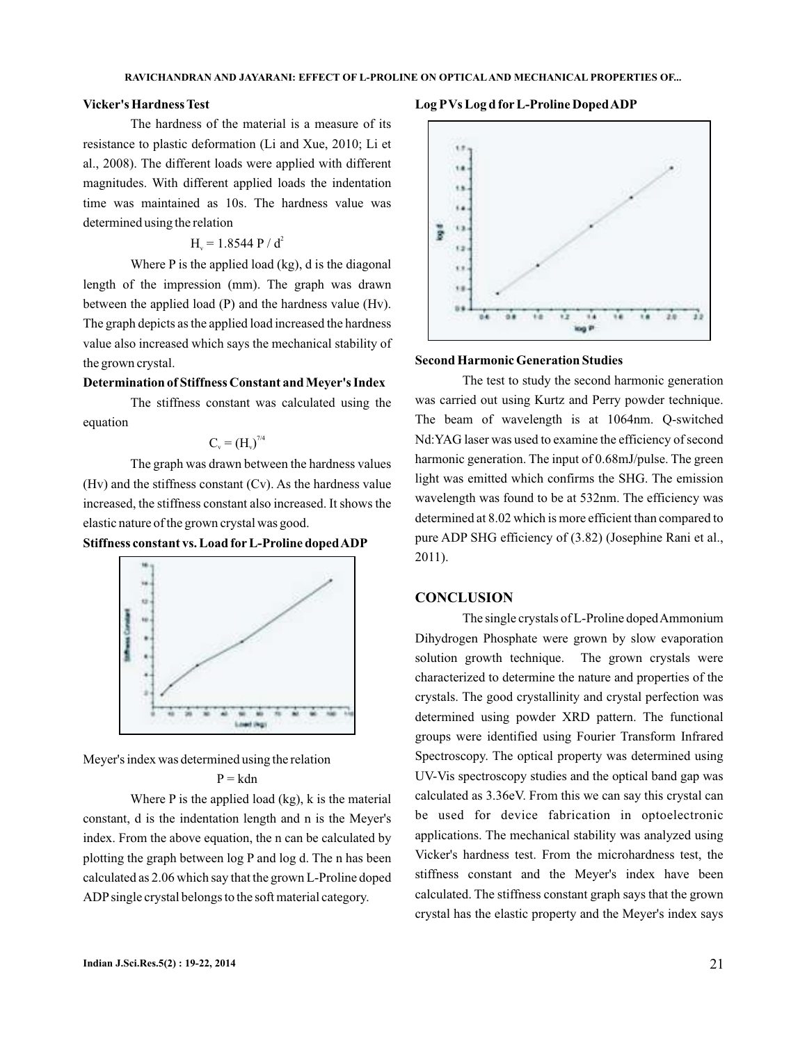### Vicker's Hardness Test

The hardness of the material is a measure of its resistance to plastic deformation (Li and Xue, 2010; Li et al., 2008). The different loads were applied with different magnitudes. With different applied loads the indentation time was maintained as 10s. The hardness value was determined using the relation

$$H_v = 1.8544 \, P / d^2$$

Where P is the applied load (kg), d is the diagonal length of the impression (mm). The graph was drawn between the applied load (P) and the hardness value (Hv). The graph depicts as the applied load increased the hardness value also increased which says the mechanical stability of the grown crystal.

### Determination of Stiffness Constant and Meyer's Index

The stiffness constant was calculated using the equation

$$C_v = (H_v)^{7/4}$$

The graph was drawn between the hardness values (Hv) and the stiffness constant (Cv). As the hardness value increased, the stiffness constant also increased. It shows the elastic nature of the grown crystal was good.

**Stiffness constant vs. Load for L-Proline doped ADP**

Meyer's index was determined using the relation

$$P = kdn$$

Where P is the applied load (kg), k is the material constant, d is the indentation length and n is the Meyer's index. From the above equation, the n can be calculated by plotting the graph between log P and log d. The n has been calculated as 2.06 which say that the grown L-Proline doped ADP single crystal belongs to the soft material category.

**Log P Vs Log d for L-Proline Doped ADP**

### Second Harmonic Generation Studies

The test to study the second harmonic generation was carried out using Kurtz and Perry powder technique. The beam of wavelength is at 1064nm. Q-switched Nd:YAG laser was used to examine the efficiency of second harmonic generation. The input of 0.68mJ/pulse. The green light was emitted which confirms the SHG. The emission wavelength was found to be at 532nm. The efficiency was determined at 8.02 which is more efficient than compared to pure ADP SHG efficiency of (3.82) (Josephine Rani et al., 2011).

## CONCLUSION

The single crystals of L-Proline doped Ammonium Dihydrogen Phosphate were grown by slow evaporation solution growth technique. The grown crystals were characterized to determine the nature and properties of the crystals. The good crystallinity and crystal perfection was determined using powder XRD pattern. The functional groups were identified using Fourier Transform Infrared Spectroscopy. The optical property was determined using UV-Vis spectroscopy studies and the optical band gap was calculated as 3.36eV. From this we can say this crystal can be used for device fabrication in optoelectronic applications. The mechanical stability was analyzed using Vicker's hardness test. From the microhardness test, the stiffness constant and the Meyer's index have been calculated. The stiffness constant graph says that the grown crystal has the elastic property and the Meyer's index says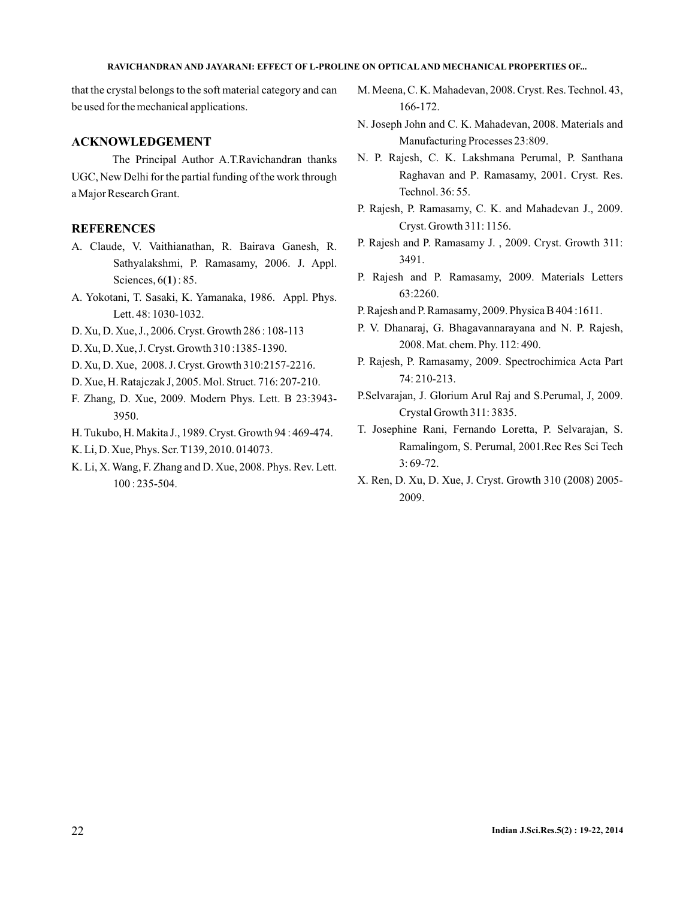that the crystal belongs to the soft material category and can be used for the mechanical applications.

## ACKNOWLEDGEMENT

The Principal Author A.T.Ravichandran thanks UGC, New Delhi for the partial funding of the work through a Major Research Grant.

## REFERENCES

A. Claude, V. Vaithianathan, R. Bairava Ganesh, R. Sathyalakshmi, P. Ramasamy, 2006. J. Appl. Sciences, 6(**1**) : 85.

A. Yokotani, T. Sasaki, K. Yamanaka, 1986. Appl. Phys. Lett. 48: 1030-1032.

D. Xu, D. Xue, J., 2006. Cryst. Growth 286 : 108-113

D. Xu, D. Xue, J. Cryst. Growth 310 :1385-1390.

D. Xu, D. Xue, 2008. J. Cryst. Growth 310:2157-2216.

D. Xue, H. Ratajczak J, 2005. Mol. Struct. 716: 207-210.

F. Zhang, D. Xue, 2009. Modern Phys. Lett. B 23:3943-3950.

H. Tukubo, H. Makita J., 1989. Cryst. Growth 94 : 469-474.

K. Li, D. Xue, Phys. Scr. T139, 2010. 014073.

K. Li, X. Wang, F. Zhang and D. Xue, 2008. Phys. Rev. Lett. 100 : 235-504.

M. Meena, C. K. Mahadevan, 2008. Cryst. Res. Technol. 43, 166-172.

N. Joseph John and C. K. Mahadevan, 2008. Materials and Manufacturing Processes 23:809.

N. P. Rajesh, C. K. Lakshmana Perumal, P. Santhana Raghavan and P. Ramasamy, 2001. Cryst. Res. Technol. 36: 55.

P. Rajesh, P. Ramasamy, C. K. and Mahadevan J., 2009. Cryst. Growth 311: 1156.

P. Rajesh and P. Ramasamy J. , 2009. Cryst. Growth 311: 3491.

P. Rajesh and P. Ramasamy, 2009. Materials Letters 63:2260.

P. Rajesh and P. Ramasamy, 2009. Physica B 404 :1611.

P. V. Dhanaraj, G. Bhagavannarayana and N. P. Rajesh, 2008. Mat. chem. Phy. 112: 490.

P. Rajesh, P. Ramasamy, 2009. Spectrochimica Acta Part 74: 210-213.

P.Selvarajan, J. Glorium Arul Raj and S.Perumal, J, 2009. Crystal Growth 311: 3835.

T. Josephine Rani, Fernando Loretta, P. Selvarajan, S. Ramalingom, S. Perumal, 2001.Rec Res Sci Tech 3: 69-72.

X. Ren, D. Xu, D. Xue, J. Cryst. Growth 310 (2008) 2005-2009.